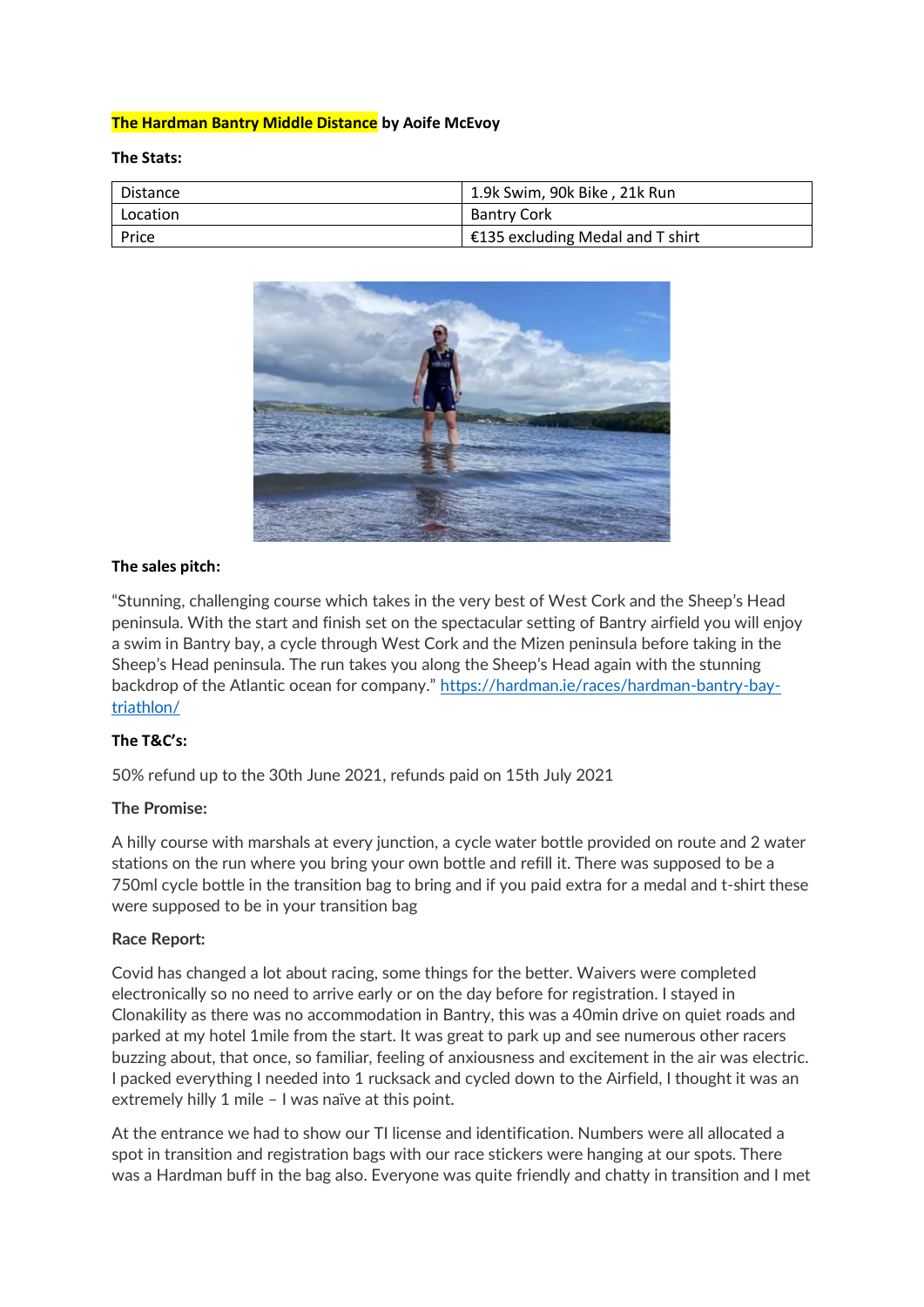**The Hardman Bantry Middle Distance** by Aoife McEvoy

**The Stats:**

| Distance | 1.9k Swim, 90k Bike , 21k Run |
|---|---|
| Location | Bantry Cork |
| Price | €135 excluding Medal and T shirt |

**The sales pitch:**

"Stunning, challenging course which takes in the very best of West Cork and the Sheep's Head peninsula. With the start and finish set on the spectacular setting of Bantry airfield you will enjoy a swim in Bantry bay, a cycle through West Cork and the Mizen peninsula before taking in the Sheep's Head peninsula. The run takes you along the Sheep's Head again with the stunning backdrop of the Atlantic ocean for company." https://hardman.ie/races/hardman-bantry-bay-triathlon/

**The T&C's:**

50% refund up to the 30th June 2021, refunds paid on 15th July 2021

**The Promise:**

A hilly course with marshals at every junction, a cycle water bottle provided on route and 2 water stations on the run where you bring your own bottle and refill it. There was supposed to be a 750ml cycle bottle in the transition bag to bring and if you paid extra for a medal and t-shirt these were supposed to be in your transition bag

**Race Report:**

Covid has changed a lot about racing, some things for the better. Waivers were completed electronically so no need to arrive early or on the day before for registration. I stayed in Clonakility as there was no accommodation in Bantry, this was a 40min drive on quiet roads and parked at my hotel 1mile from the start. It was great to park up and see numerous other racers buzzing about, that once, so familiar, feeling of anxiousness and excitement in the air was electric. I packed everything I needed into 1 rucksack and cycled down to the Airfield, I thought it was an extremely hilly 1 mile – I was naïve at this point.

At the entrance we had to show our TI license and identification. Numbers were all allocated a spot in transition and registration bags with our race stickers were hanging at our spots. There was a Hardman buff in the bag also. Everyone was quite friendly and chatty in transition and I met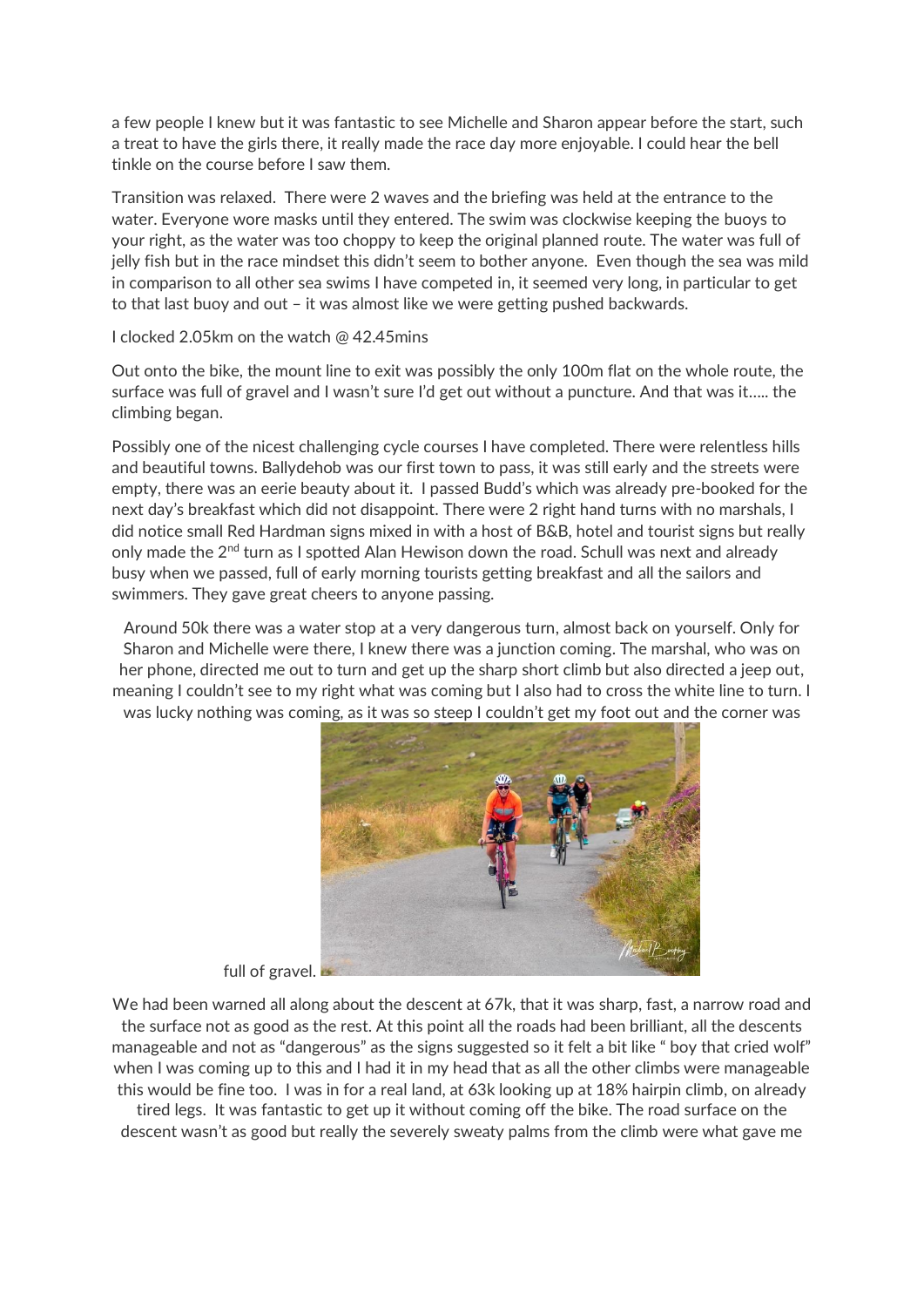a few people I knew but it was fantastic to see Michelle and Sharon appear before the start, such a treat to have the girls there, it really made the race day more enjoyable. I could hear the bell tinkle on the course before I saw them.

Transition was relaxed. There were 2 waves and the briefing was held at the entrance to the water. Everyone wore masks until they entered. The swim was clockwise keeping the buoys to your right, as the water was too choppy to keep the original planned route. The water was full of jelly fish but in the race mindset this didn't seem to bother anyone. Even though the sea was mild in comparison to all other sea swims I have competed in, it seemed very long, in particular to get to that last buoy and out – it was almost like we were getting pushed backwards.

I clocked 2.05km on the watch @ 42.45mins

Out onto the bike, the mount line to exit was possibly the only 100m flat on the whole route, the surface was full of gravel and I wasn't sure I'd get out without a puncture. And that was it….. the climbing began.

Possibly one of the nicest challenging cycle courses I have completed. There were relentless hills and beautiful towns. Ballydehob was our first town to pass, it was still early and the streets were empty, there was an eerie beauty about it. I passed Budd's which was already pre-booked for the next day's breakfast which did not disappoint. There were 2 right hand turns with no marshals, I did notice small Red Hardman signs mixed in with a host of B&B, hotel and tourist signs but really only made the 2nd turn as I spotted Alan Hewison down the road. Schull was next and already busy when we passed, full of early morning tourists getting breakfast and all the sailors and swimmers. They gave great cheers to anyone passing.

Around 50k there was a water stop at a very dangerous turn, almost back on yourself. Only for Sharon and Michelle were there, I knew there was a junction coming. The marshal, who was on her phone, directed me out to turn and get up the sharp short climb but also directed a jeep out, meaning I couldn't see to my right what was coming but I also had to cross the white line to turn. I was lucky nothing was coming, as it was so steep I couldn't get my foot out and the corner was full of gravel.

We had been warned all along about the descent at 67k, that it was sharp, fast, a narrow road and the surface not as good as the rest. At this point all the roads had been brilliant, all the descents manageable and not as "dangerous" as the signs suggested so it felt a bit like " boy that cried wolf" when I was coming up to this and I had it in my head that as all the other climbs were manageable this would be fine too. I was in for a real land, at 63k looking up at 18% hairpin climb, on already tired legs. It was fantastic to get up it without coming off the bike. The road surface on the descent wasn't as good but really the severely sweaty palms from the climb were what gave me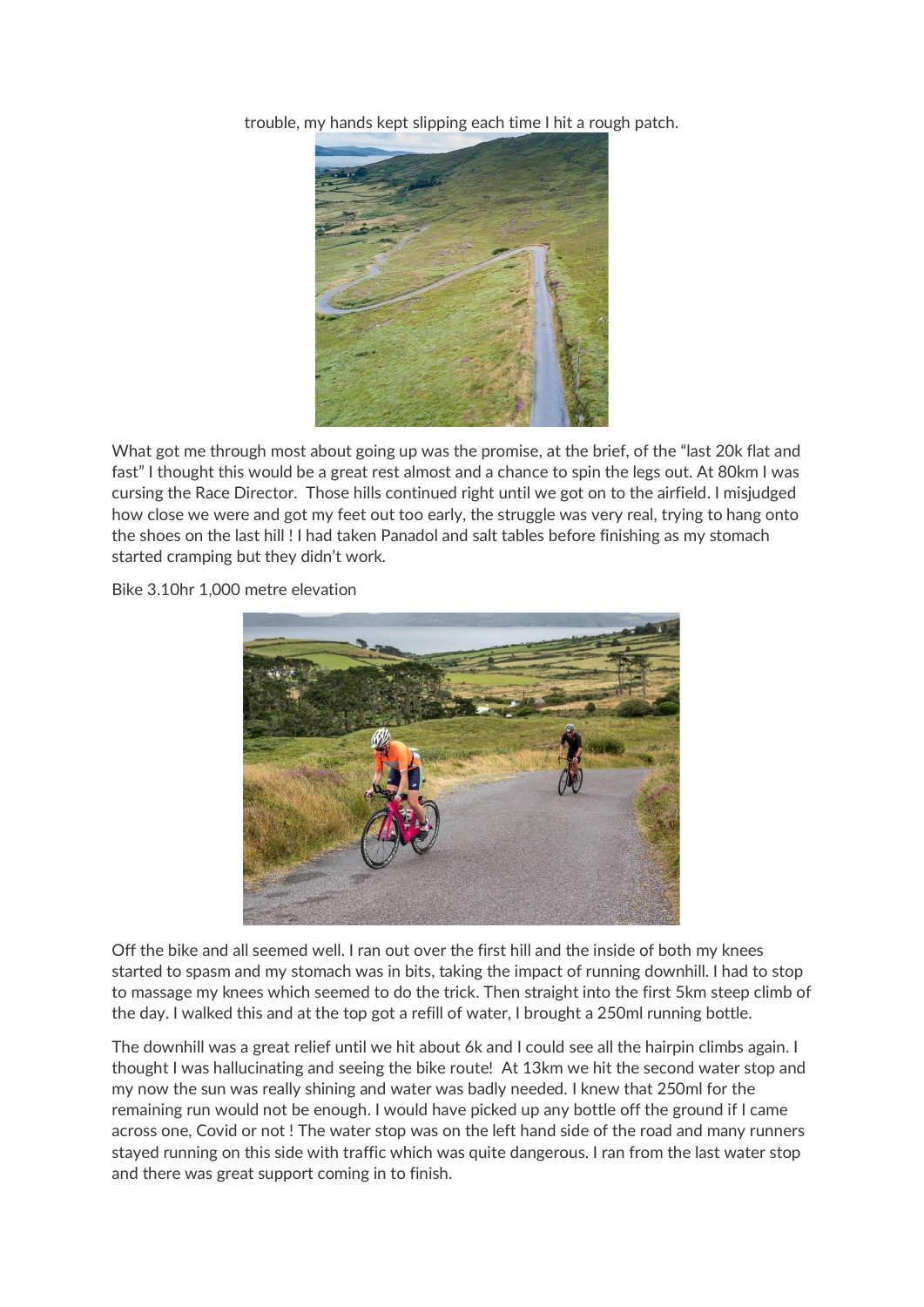trouble, my hands kept slipping each time I hit a rough patch.

What got me through most about going up was the promise, at the brief, of the "last 20k flat and fast" I thought this would be a great rest almost and a chance to spin the legs out. At 80km I was cursing the Race Director. Those hills continued right until we got on to the airfield. I misjudged how close we were and got my feet out too early, the struggle was very real, trying to hang onto the shoes on the last hill ! I had taken Panadol and salt tables before finishing as my stomach started cramping but they didn't work.

Bike 3.10hr 1,000 metre elevation

Off the bike and all seemed well. I ran out over the first hill and the inside of both my knees started to spasm and my stomach was in bits, taking the impact of running downhill. I had to stop to massage my knees which seemed to do the trick. Then straight into the first 5km steep climb of the day. I walked this and at the top got a refill of water, I brought a 250ml running bottle.

The downhill was a great relief until we hit about 6k and I could see all the hairpin climbs again. I thought I was hallucinating and seeing the bike route! At 13km we hit the second water stop and my now the sun was really shining and water was badly needed. I knew that 250ml for the remaining run would not be enough. I would have picked up any bottle off the ground if I came across one, Covid or not ! The water stop was on the left hand side of the road and many runners stayed running on this side with traffic which was quite dangerous. I ran from the last water stop and there was great support coming in to finish.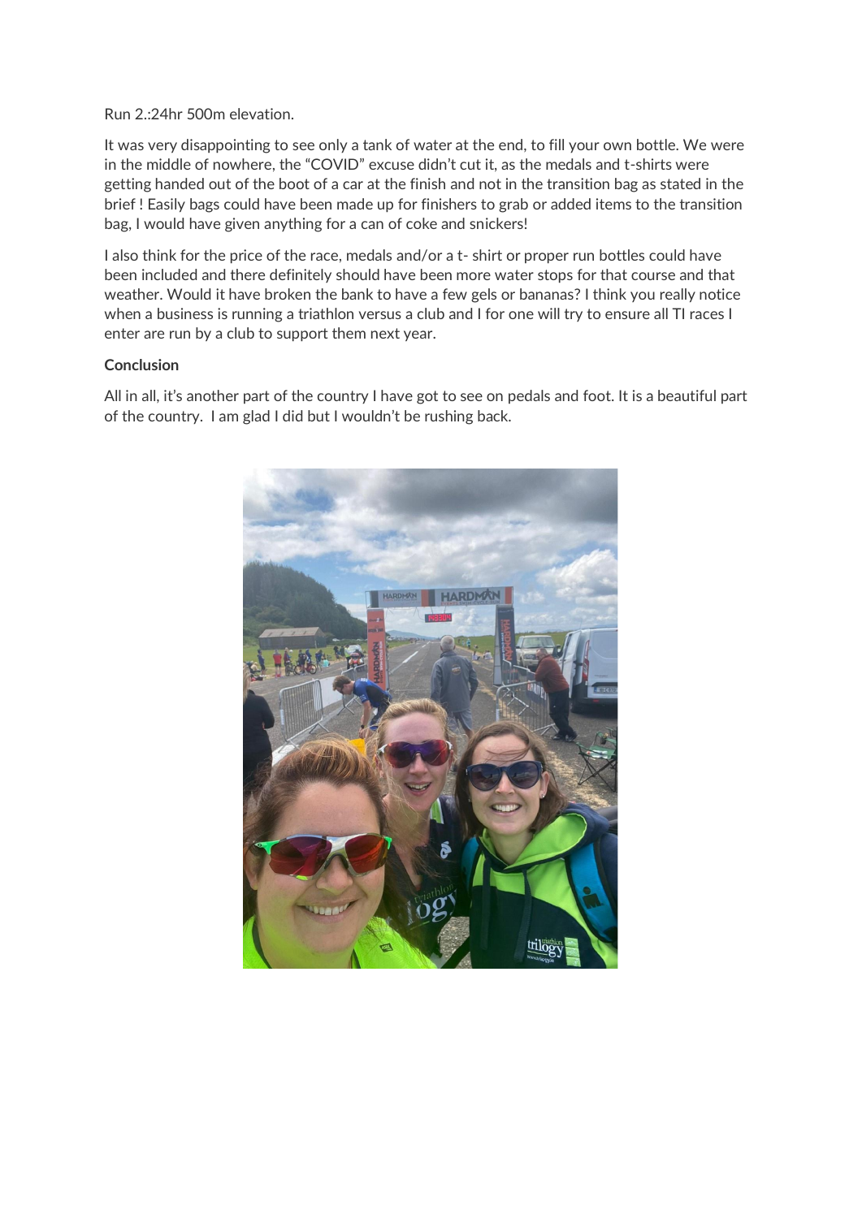Run 2.:24hr 500m elevation.

It was very disappointing to see only a tank of water at the end, to fill your own bottle. We were in the middle of nowhere, the "COVID" excuse didn't cut it, as the medals and t-shirts were getting handed out of the boot of a car at the finish and not in the transition bag as stated in the brief ! Easily bags could have been made up for finishers to grab or added items to the transition bag, I would have given anything for a can of coke and snickers!

I also think for the price of the race, medals and/or a t- shirt or proper run bottles could have been included and there definitely should have been more water stops for that course and that weather. Would it have broken the bank to have a few gels or bananas? I think you really notice when a business is running a triathlon versus a club and I for one will try to ensure all TI races I enter are run by a club to support them next year.

**Conclusion**

All in all, it's another part of the country I have got to see on pedals and foot. It is a beautiful part of the country. I am glad I did but I wouldn't be rushing back.